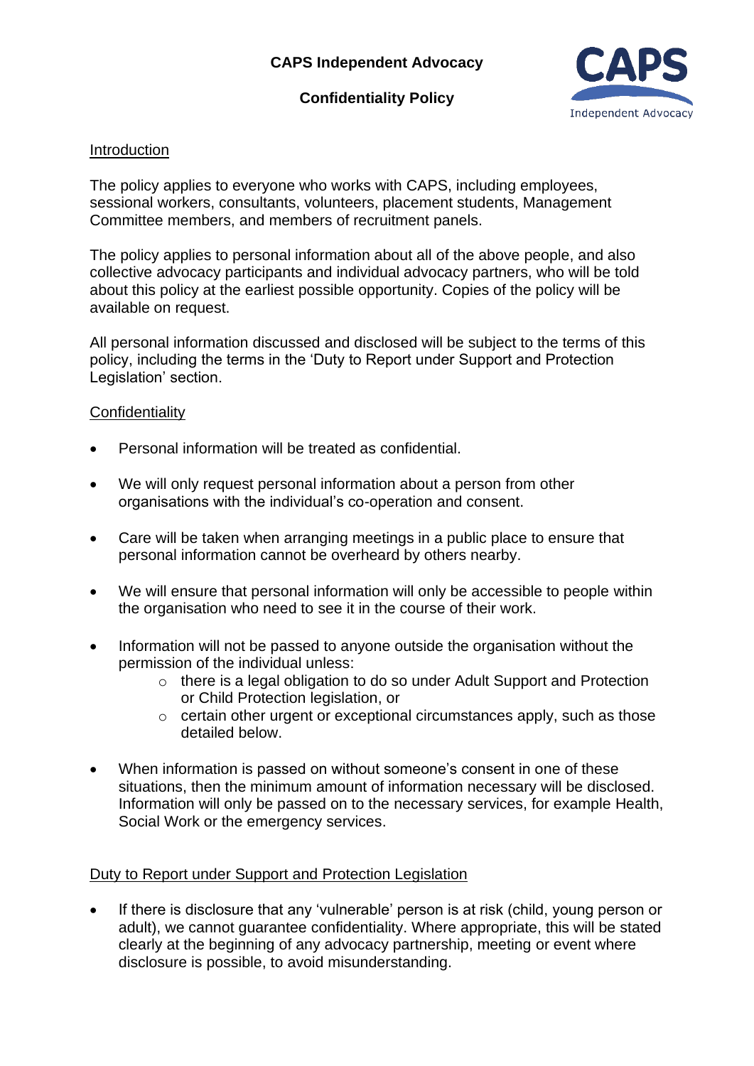# CAPS Independent Advocacy

## Confidentiality Policy

### Introduction

The policy applies to everyone who works with CAPS, including employees, sessional workers, consultants, volunteers, placement students, Management Committee members, and members of recruitment panels.

The policy applies to personal information about all of the above people, and also collective advocacy participants and individual advocacy partners, who will be told about this policy at the earliest possible opportunity. Copies of the policy will be available on request.

All personal information discussed and disclosed will be subject to the terms of this policy, including the terms in the 'Duty to Report under Support and Protection Legislation' section.

### Confidentiality

- Personal information will be treated as confidential.
- We will only request personal information about a person from other organisations with the individual's co-operation and consent.
- Care will be taken when arranging meetings in a public place to ensure that personal information cannot be overheard by others nearby.
- We will ensure that personal information will only be accessible to people within the organisation who need to see it in the course of their work.
- Information will not be passed to anyone outside the organisation without the permission of the individual unless:
    - there is a legal obligation to do so under Adult Support and Protection or Child Protection legislation, or
    - certain other urgent or exceptional circumstances apply, such as those detailed below.
- When information is passed on without someone's consent in one of these situations, then the minimum amount of information necessary will be disclosed. Information will only be passed on to the necessary services, for example Health, Social Work or the emergency services.

### Duty to Report under Support and Protection Legislation

- If there is disclosure that any 'vulnerable' person is at risk (child, young person or adult), we cannot guarantee confidentiality. Where appropriate, this will be stated clearly at the beginning of any advocacy partnership, meeting or event where disclosure is possible, to avoid misunderstanding.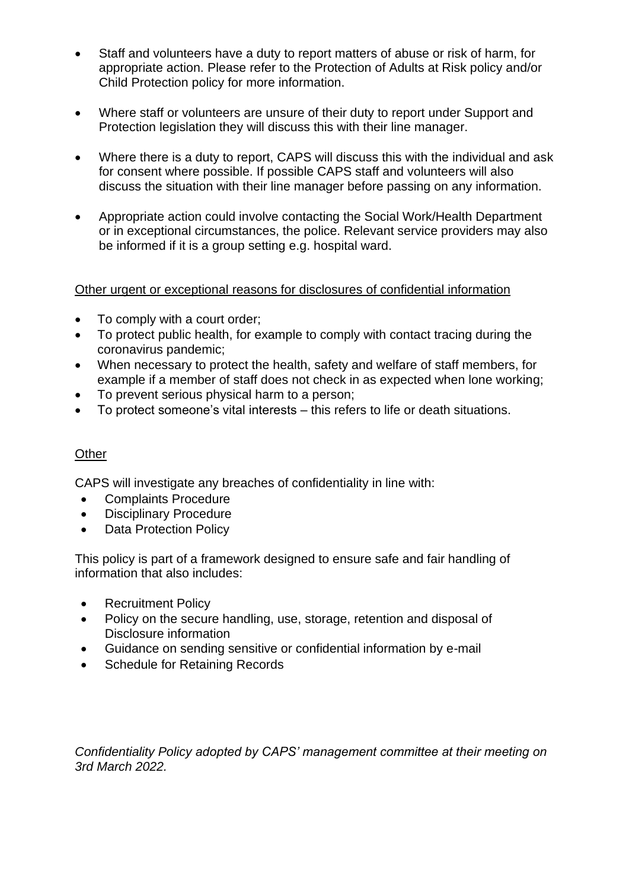- Staff and volunteers have a duty to report matters of abuse or risk of harm, for appropriate action. Please refer to the Protection of Adults at Risk policy and/or Child Protection policy for more information.

- Where staff or volunteers are unsure of their duty to report under Support and Protection legislation they will discuss this with their line manager.

- Where there is a duty to report, CAPS will discuss this with the individual and ask for consent where possible. If possible CAPS staff and volunteers will also discuss the situation with their line manager before passing on any information.

- Appropriate action could involve contacting the Social Work/Health Department or in exceptional circumstances, the police. Relevant service providers may also be informed if it is a group setting e.g. hospital ward.

<u>Other urgent or exceptional reasons for disclosures of confidential information</u>

- To comply with a court order;
- To protect public health, for example to comply with contact tracing during the coronavirus pandemic;
- When necessary to protect the health, safety and welfare of staff members, for example if a member of staff does not check in as expected when lone working;
- To prevent serious physical harm to a person;
- To protect someone's vital interests – this refers to life or death situations.

<u>Other</u>

CAPS will investigate any breaches of confidentiality in line with:

- Complaints Procedure
- Disciplinary Procedure
- Data Protection Policy

This policy is part of a framework designed to ensure safe and fair handling of information that also includes:

- Recruitment Policy
- Policy on the secure handling, use, storage, retention and disposal of Disclosure information
- Guidance on sending sensitive or confidential information by e-mail
- Schedule for Retaining Records

*Confidentiality Policy adopted by CAPS' management committee at their meeting on 3rd March 2022.*